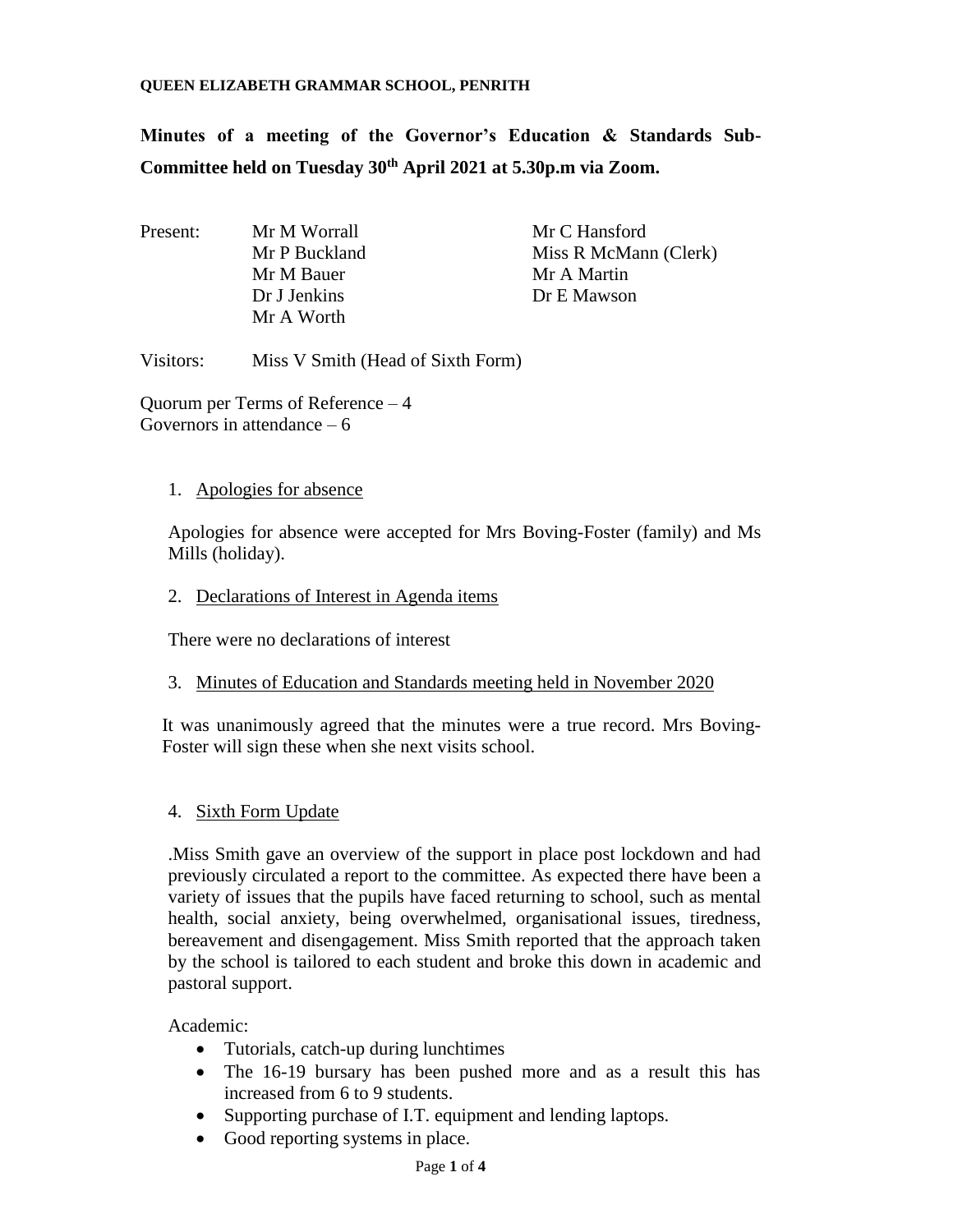**QUEEN ELIZABETH GRAMMAR SCHOOL, PENRITH**

**Minutes of a meeting of the Governor's Education & Standards Sub-Committee held on Tuesday 30th April 2021 at 5.30p.m via Zoom.**

Present:
- Mr M Worrall
- Mr P Buckland
- Mr M Bauer
- Dr J Jenkins
- Mr A Worth
- Mr C Hansford
- Miss R McMann (Clerk)
- Mr A Martin
- Dr E Mawson

Visitors: Miss V Smith (Head of Sixth Form)

Quorum per Terms of Reference – 4
Governors in attendance – 6

1. Apologies for absence

Apologies for absence were accepted for Mrs Boving-Foster (family) and Ms Mills (holiday).

2. Declarations of Interest in Agenda items

There were no declarations of interest

3. Minutes of Education and Standards meeting held in November 2020

It was unanimously agreed that the minutes were a true record. Mrs Boving-Foster will sign these when she next visits school.

4. Sixth Form Update

.Miss Smith gave an overview of the support in place post lockdown and had previously circulated a report to the committee. As expected there have been a variety of issues that the pupils have faced returning to school, such as mental health, social anxiety, being overwhelmed, organisational issues, tiredness, bereavement and disengagement. Miss Smith reported that the approach taken by the school is tailored to each student and broke this down in academic and pastoral support.

Academic:

- Tutorials, catch-up during lunchtimes
- The 16-19 bursary has been pushed more and as a result this has increased from 6 to 9 students.
- Supporting purchase of I.T. equipment and lending laptops.
- Good reporting systems in place.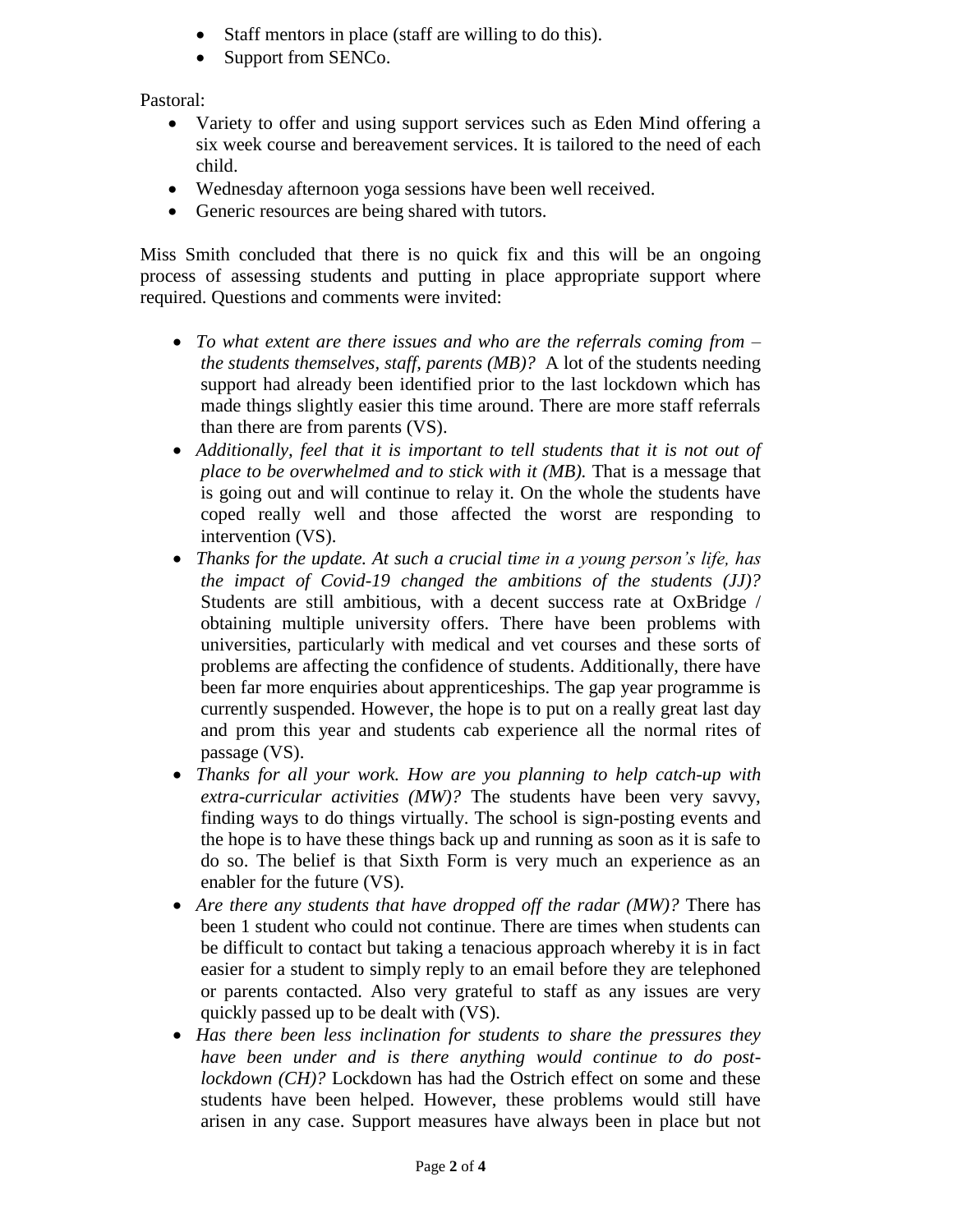- Staff mentors in place (staff are willing to do this).
- Support from SENCo.

Pastoral:

- Variety to offer and using support services such as Eden Mind offering a six week course and bereavement services. It is tailored to the need of each child.
- Wednesday afternoon yoga sessions have been well received.
- Generic resources are being shared with tutors.

Miss Smith concluded that there is no quick fix and this will be an ongoing process of assessing students and putting in place appropriate support where required. Questions and comments were invited:

- *To what extent are there issues and who are the referrals coming from – the students themselves, staff, parents (MB)?* A lot of the students needing support had already been identified prior to the last lockdown which has made things slightly easier this time around. There are more staff referrals than there are from parents (VS).
- *Additionally, feel that it is important to tell students that it is not out of place to be overwhelmed and to stick with it (MB).* That is a message that is going out and will continue to relay it. On the whole the students have coped really well and those affected the worst are responding to intervention (VS).
- *Thanks for the update. At such a crucial time in a young person's life, has the impact of Covid-19 changed the ambitions of the students (JJ)?* Students are still ambitious, with a decent success rate at OxBridge / obtaining multiple university offers. There have been problems with universities, particularly with medical and vet courses and these sorts of problems are affecting the confidence of students. Additionally, there have been far more enquiries about apprenticeships. The gap year programme is currently suspended. However, the hope is to put on a really great last day and prom this year and students cab experience all the normal rites of passage (VS).
- *Thanks for all your work. How are you planning to help catch-up with extra-curricular activities (MW)?* The students have been very savvy, finding ways to do things virtually. The school is sign-posting events and the hope is to have these things back up and running as soon as it is safe to do so. The belief is that Sixth Form is very much an experience as an enabler for the future (VS).
- *Are there any students that have dropped off the radar (MW)?* There has been 1 student who could not continue. There are times when students can be difficult to contact but taking a tenacious approach whereby it is in fact easier for a student to simply reply to an email before they are telephoned or parents contacted. Also very grateful to staff as any issues are very quickly passed up to be dealt with (VS).
- *Has there been less inclination for students to share the pressures they have been under and is there anything would continue to do post-lockdown (CH)?* Lockdown has had the Ostrich effect on some and these students have been helped. However, these problems would still have arisen in any case. Support measures have always been in place but not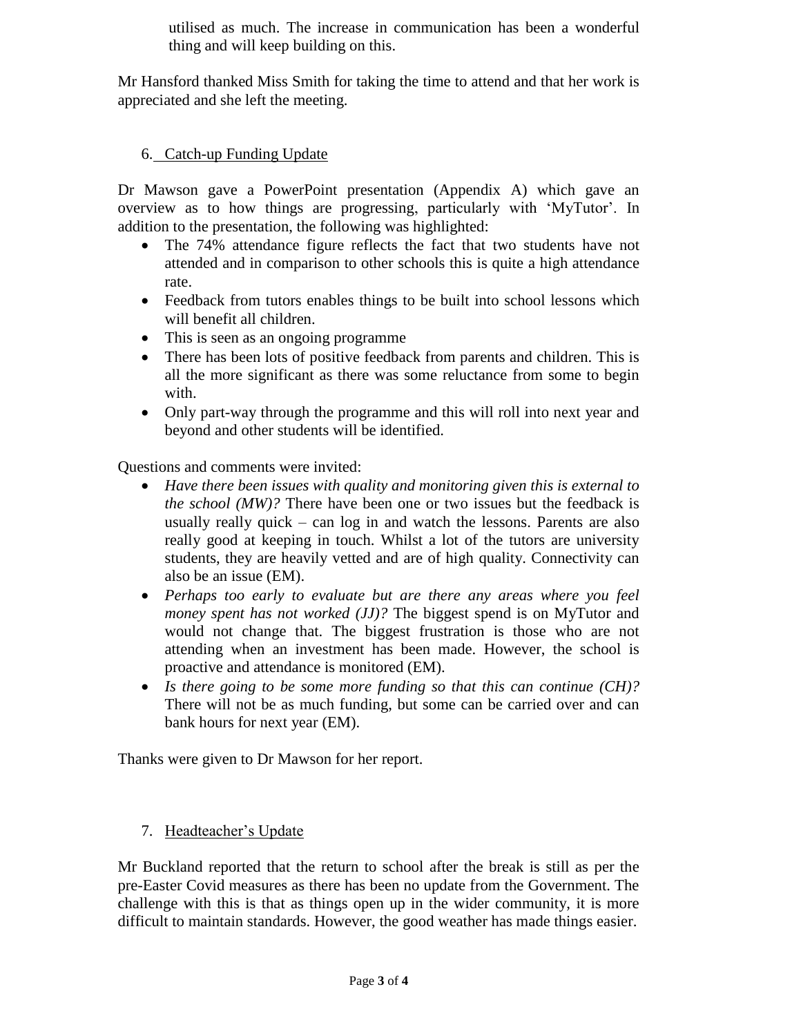utilised as much. The increase in communication has been a wonderful thing and will keep building on this.

Mr Hansford thanked Miss Smith for taking the time to attend and that her work is appreciated and she left the meeting.

## 6. Catch-up Funding Update

Dr Mawson gave a PowerPoint presentation (Appendix A) which gave an overview as to how things are progressing, particularly with 'MyTutor'. In addition to the presentation, the following was highlighted:

- The 74% attendance figure reflects the fact that two students have not attended and in comparison to other schools this is quite a high attendance rate.
- Feedback from tutors enables things to be built into school lessons which will benefit all children.
- This is seen as an ongoing programme
- There has been lots of positive feedback from parents and children. This is all the more significant as there was some reluctance from some to begin with.
- Only part-way through the programme and this will roll into next year and beyond and other students will be identified.

Questions and comments were invited:

- *Have there been issues with quality and monitoring given this is external to the school (MW)?* There have been one or two issues but the feedback is usually really quick – can log in and watch the lessons. Parents are also really good at keeping in touch. Whilst a lot of the tutors are university students, they are heavily vetted and are of high quality. Connectivity can also be an issue (EM).
- *Perhaps too early to evaluate but are there any areas where you feel money spent has not worked (JJ)?* The biggest spend is on MyTutor and would not change that. The biggest frustration is those who are not attending when an investment has been made. However, the school is proactive and attendance is monitored (EM).
- *Is there going to be some more funding so that this can continue (CH)?* There will not be as much funding, but some can be carried over and can bank hours for next year (EM).

Thanks were given to Dr Mawson for her report.

## 7. Headteacher's Update

Mr Buckland reported that the return to school after the break is still as per the pre-Easter Covid measures as there has been no update from the Government. The challenge with this is that as things open up in the wider community, it is more difficult to maintain standards. However, the good weather has made things easier.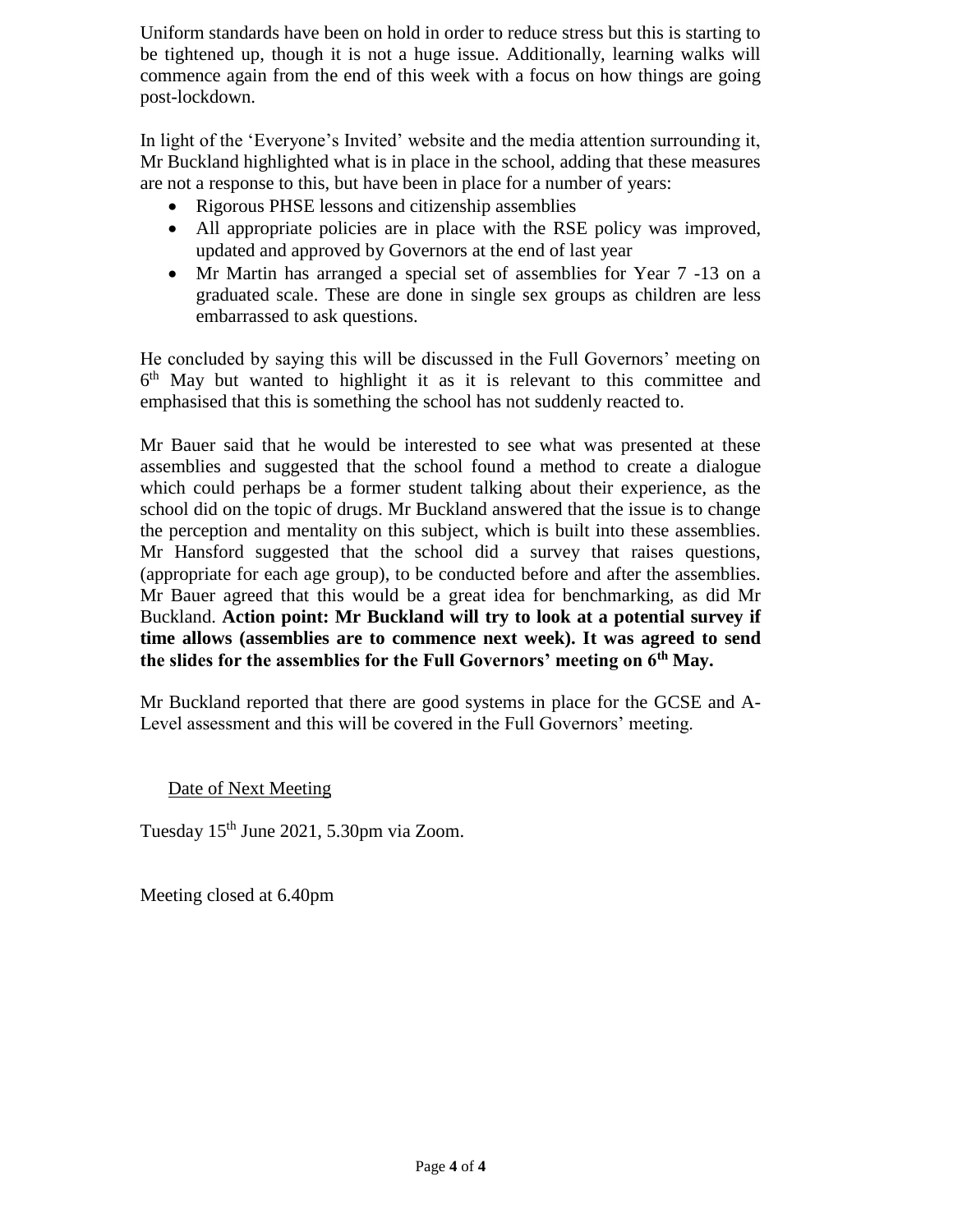Uniform standards have been on hold in order to reduce stress but this is starting to be tightened up, though it is not a huge issue. Additionally, learning walks will commence again from the end of this week with a focus on how things are going post-lockdown.

In light of the 'Everyone's Invited' website and the media attention surrounding it, Mr Buckland highlighted what is in place in the school, adding that these measures are not a response to this, but have been in place for a number of years:

- Rigorous PHSE lessons and citizenship assemblies
- All appropriate policies are in place with the RSE policy was improved, updated and approved by Governors at the end of last year
- Mr Martin has arranged a special set of assemblies for Year 7 -13 on a graduated scale. These are done in single sex groups as children are less embarrassed to ask questions.

He concluded by saying this will be discussed in the Full Governors' meeting on 6th May but wanted to highlight it as it is relevant to this committee and emphasised that this is something the school has not suddenly reacted to.

Mr Bauer said that he would be interested to see what was presented at these assemblies and suggested that the school found a method to create a dialogue which could perhaps be a former student talking about their experience, as the school did on the topic of drugs. Mr Buckland answered that the issue is to change the perception and mentality on this subject, which is built into these assemblies. Mr Hansford suggested that the school did a survey that raises questions, (appropriate for each age group), to be conducted before and after the assemblies. Mr Bauer agreed that this would be a great idea for benchmarking, as did Mr Buckland. **Action point: Mr Buckland will try to look at a potential survey if time allows (assemblies are to commence next week). It was agreed to send the slides for the assemblies for the Full Governors' meeting on 6th May.**

Mr Buckland reported that there are good systems in place for the GCSE and A-Level assessment and this will be covered in the Full Governors' meeting.

## Date of Next Meeting

Tuesday 15th June 2021, 5.30pm via Zoom.

Meeting closed at 6.40pm